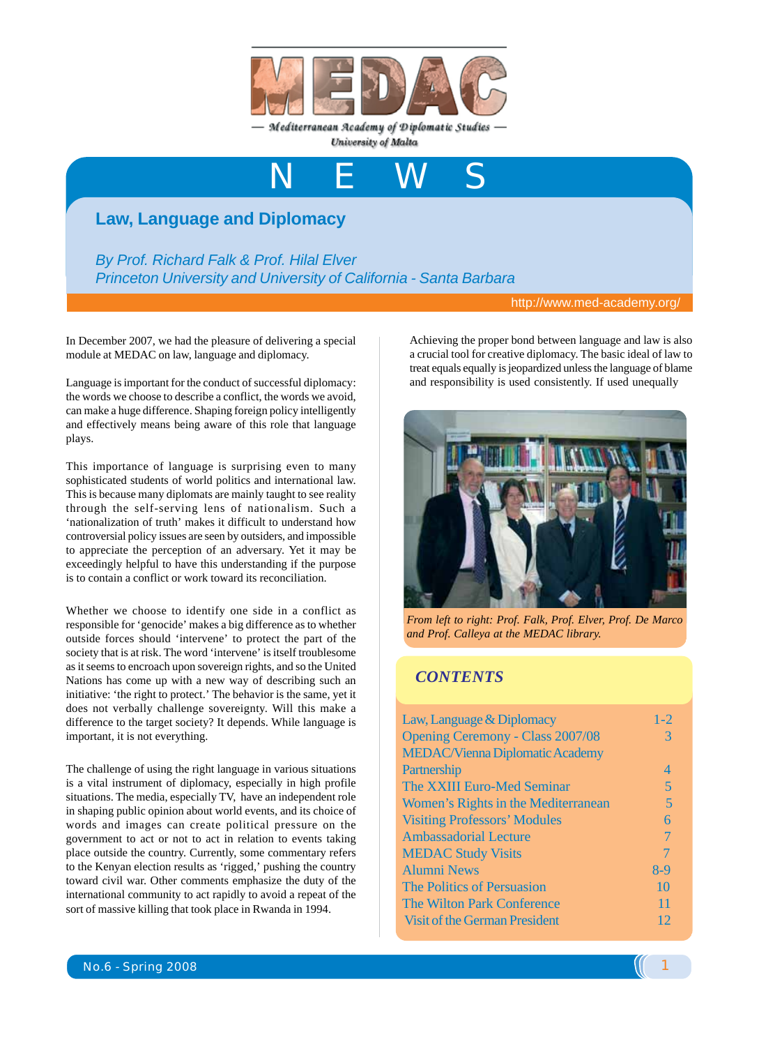# MEDAC

— Mediterranean Academy of Diplomatic Studies —

University of Malta

# NEWS

## Law, Language and Diplomacy

*By Prof. Richard Falk & Prof. Hilal Elver*
*Princeton University and University of California - Santa Barbara*

http://www.med-academy.org/

In December 2007, we had the pleasure of delivering a special module at MEDAC on law, language and diplomacy.

Language is important for the conduct of successful diplomacy: the words we choose to describe a conflict, the words we avoid, can make a huge difference. Shaping foreign policy intelligently and effectively means being aware of this role that language plays.

This importance of language is surprising even to many sophisticated students of world politics and international law. This is because many diplomats are mainly taught to see reality through the self-serving lens of nationalism. Such a 'nationalization of truth' makes it difficult to understand how controversial policy issues are seen by outsiders, and impossible to appreciate the perception of an adversary. Yet it may be exceedingly helpful to have this understanding if the purpose is to contain a conflict or work toward its reconciliation.

Whether we choose to identify one side in a conflict as responsible for 'genocide' makes a big difference as to whether outside forces should 'intervene' to protect the part of the society that is at risk. The word 'intervene' is itself troublesome as it seems to encroach upon sovereign rights, and so the United Nations has come up with a new way of describing such an initiative: 'the right to protect.' The behavior is the same, yet it does not verbally challenge sovereignty. Will this make a difference to the target society? It depends. While language is important, it is not everything.

The challenge of using the right language in various situations is a vital instrument of diplomacy, especially in high profile situations. The media, especially TV, have an independent role in shaping public opinion about world events, and its choice of words and images can create political pressure on the government to act or not to act in relation to events taking place outside the country. Currently, some commentary refers to the Kenyan election results as 'rigged,' pushing the country toward civil war. Other comments emphasize the duty of the international community to act rapidly to avoid a repeat of the sort of massive killing that took place in Rwanda in 1994.

Achieving the proper bond between language and law is also a crucial tool for creative diplomacy. The basic ideal of law to treat equals equally is jeopardized unless the language of blame and responsibility is used consistently. If used unequally

*From left to right: Prof. Falk, Prof. Elver, Prof. De Marco and Prof. Calleya at the MEDAC library.*

### CONTENTS

| | |
|---|---|
| Law, Language & Diplomacy | 1-2 |
| Opening Ceremony - Class 2007/08 | 3 |
| MEDAC/Vienna Diplomatic Academy Partnership | 4 |
| The XXIII Euro-Med Seminar | 5 |
| Women's Rights in the Mediterranean | 5 |
| Visiting Professors' Modules | 6 |
| Ambassadorial Lecture | 7 |
| MEDAC Study Visits | 7 |
| Alumni News | 8-9 |
| The Politics of Persuasion | 10 |
| The Wilton Park Conference | 11 |
| Visit of the German President | 12 |

No.6 - Spring 2008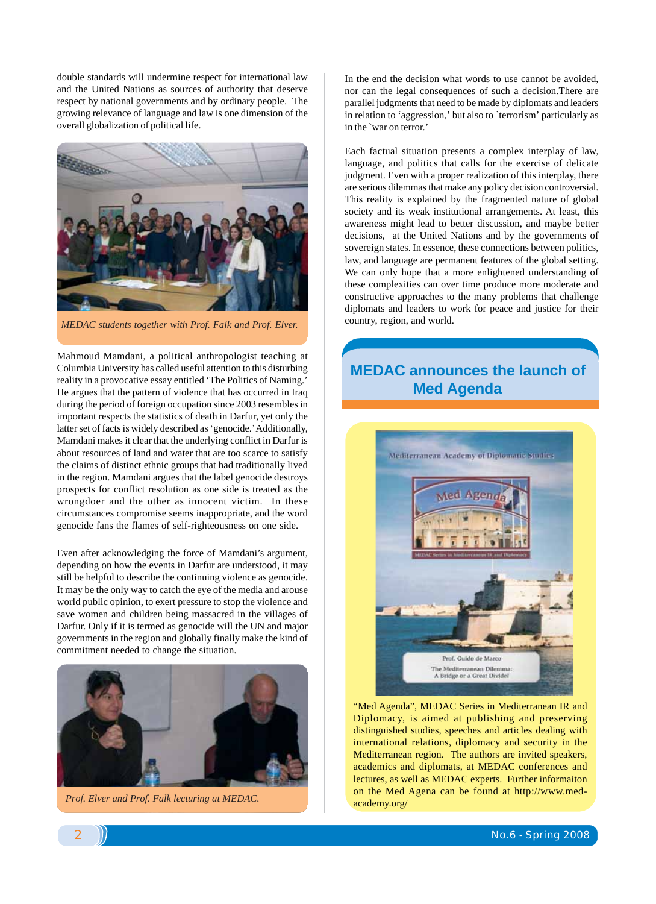double standards will undermine respect for international law and the United Nations as sources of authority that deserve respect by national governments and by ordinary people. The growing relevance of language and law is one dimension of the overall globalization of political life.

*MEDAC students together with Prof. Falk and Prof. Elver.*

Mahmoud Mamdani, a political anthropologist teaching at Columbia University has called useful attention to this disturbing reality in a provocative essay entitled 'The Politics of Naming.' He argues that the pattern of violence that has occurred in Iraq during the period of foreign occupation since 2003 resembles in important respects the statistics of death in Darfur, yet only the latter set of facts is widely described as 'genocide.' Additionally, Mamdani makes it clear that the underlying conflict in Darfur is about resources of land and water that are too scarce to satisfy the claims of distinct ethnic groups that had traditionally lived in the region. Mamdani argues that the label genocide destroys prospects for conflict resolution as one side is treated as the wrongdoer and the other as innocent victim. In these circumstances compromise seems inappropriate, and the word genocide fans the flames of self-righteousness on one side.

Even after acknowledging the force of Mamdani's argument, depending on how the events in Darfur are understood, it may still be helpful to describe the continuing violence as genocide. It may be the only way to catch the eye of the media and arouse world public opinion, to exert pressure to stop the violence and save women and children being massacred in the villages of Darfur. Only if it is termed as genocide will the UN and major governments in the region and globally finally make the kind of commitment needed to change the situation.

*Prof. Elver and Prof. Falk lecturing at MEDAC.*

In the end the decision what words to use cannot be avoided, nor can the legal consequences of such a decision.There are parallel judgments that need to be made by diplomats and leaders in relation to 'aggression,' but also to `terrorism' particularly as in the `war on terror.'

Each factual situation presents a complex interplay of law, language, and politics that calls for the exercise of delicate judgment. Even with a proper realization of this interplay, there are serious dilemmas that make any policy decision controversial. This reality is explained by the fragmented nature of global society and its weak institutional arrangements. At least, this awareness might lead to better discussion, and maybe better decisions, at the United Nations and by the governments of sovereign states. In essence, these connections between politics, law, and language are permanent features of the global setting. We can only hope that a more enlightened understanding of these complexities can over time produce more moderate and constructive approaches to the many problems that challenge diplomats and leaders to work for peace and justice for their country, region, and world.

## MEDAC announces the launch of Med Agenda

"Med Agenda", MEDAC Series in Mediterranean IR and Diplomacy, is aimed at publishing and preserving distinguished studies, speeches and articles dealing with international relations, diplomacy and security in the Mediterranean region. The authors are invited speakers, academics and diplomats, at MEDAC conferences and lectures, as well as MEDAC experts. Further informaiton on the Med Agena can be found at http://www.med-academy.org/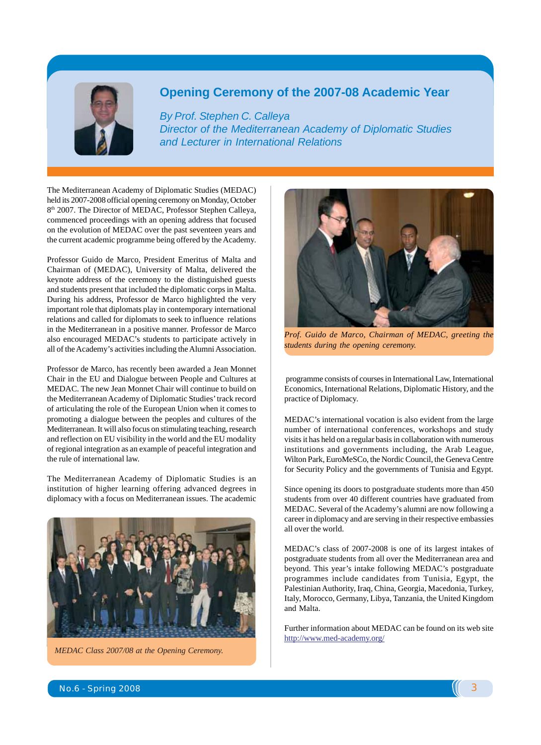# Opening Ceremony of the 2007-08 Academic Year

*By Prof. Stephen C. Calleya*
*Director of the Mediterranean Academy of Diplomatic Studies and Lecturer in International Relations*

The Mediterranean Academy of Diplomatic Studies (MEDAC) held its 2007-2008 official opening ceremony on Monday, October 8th 2007. The Director of MEDAC, Professor Stephen Calleya, commenced proceedings with an opening address that focused on the evolution of MEDAC over the past seventeen years and the current academic programme being offered by the Academy.

Professor Guido de Marco, President Emeritus of Malta and Chairman of (MEDAC), University of Malta, delivered the keynote address of the ceremony to the distinguished guests and students present that included the diplomatic corps in Malta. During his address, Professor de Marco highlighted the very important role that diplomats play in contemporary international relations and called for diplomats to seek to influence relations in the Mediterranean in a positive manner. Professor de Marco also encouraged MEDAC's students to participate actively in all of the Academy's activities including the Alumni Association.

Professor de Marco, has recently been awarded a Jean Monnet Chair in the EU and Dialogue between People and Cultures at MEDAC. The new Jean Monnet Chair will continue to build on the Mediterranean Academy of Diplomatic Studies' track record of articulating the role of the European Union when it comes to promoting a dialogue between the peoples and cultures of the Mediterranean. It will also focus on stimulating teaching, research and reflection on EU visibility in the world and the EU modality of regional integration as an example of peaceful integration and the rule of international law.

The Mediterranean Academy of Diplomatic Studies is an institution of higher learning offering advanced degrees in diplomacy with a focus on Mediterranean issues. The academic programme consists of courses in International Law, International Economics, International Relations, Diplomatic History, and the practice of Diplomacy.

*MEDAC Class 2007/08 at the Opening Ceremony.*

*Prof. Guido de Marco, Chairman of MEDAC, greeting the students during the opening ceremony.*

MEDAC's international vocation is also evident from the large number of international conferences, workshops and study visits it has held on a regular basis in collaboration with numerous institutions and governments including, the Arab League, Wilton Park, EuroMeSCo, the Nordic Council, the Geneva Centre for Security Policy and the governments of Tunisia and Egypt.

Since opening its doors to postgraduate students more than 450 students from over 40 different countries have graduated from MEDAC. Several of the Academy's alumni are now following a career in diplomacy and are serving in their respective embassies all over the world.

MEDAC's class of 2007-2008 is one of its largest intakes of postgraduate students from all over the Mediterranean area and beyond. This year's intake following MEDAC's postgraduate programmes include candidates from Tunisia, Egypt, the Palestinian Authority, Iraq, China, Georgia, Macedonia, Turkey, Italy, Morocco, Germany, Libya, Tanzania, the United Kingdom and Malta.

Further information about MEDAC can be found on its web site http://www.med-academy.org/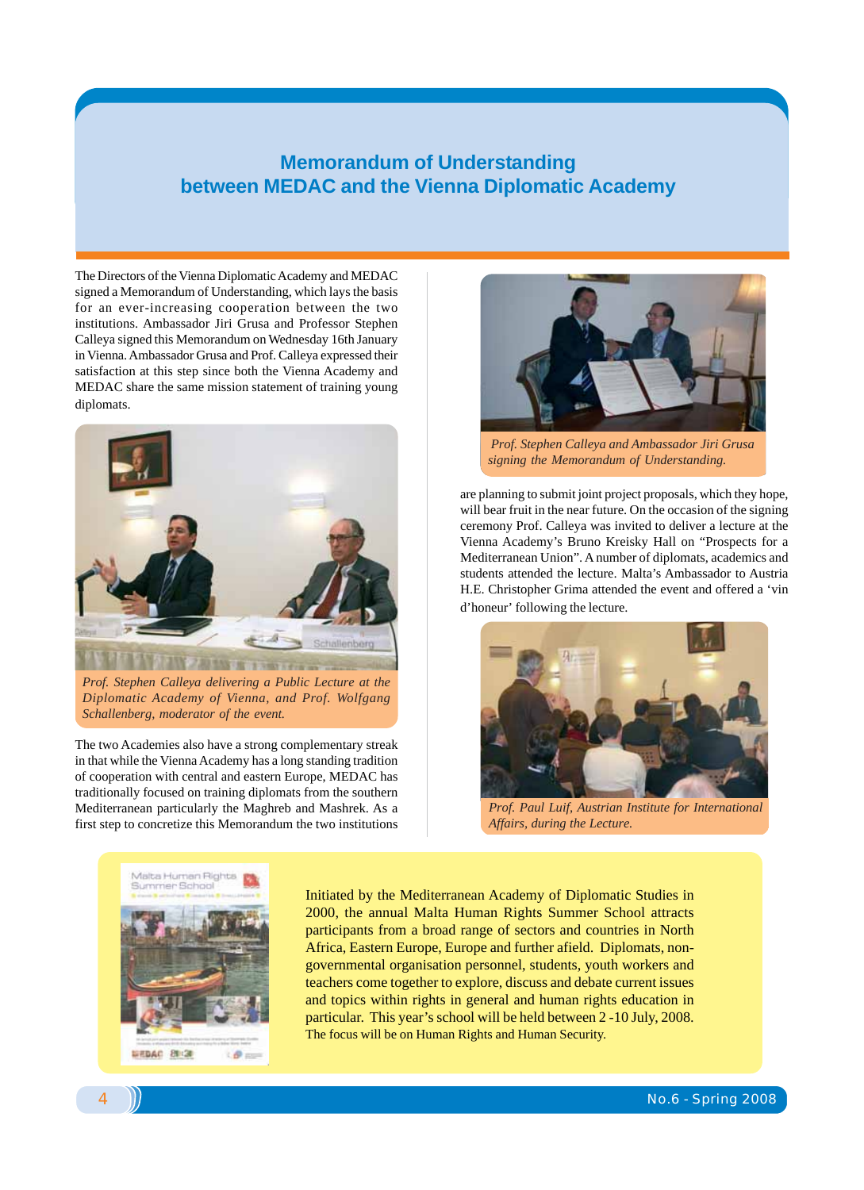# Memorandum of Understanding between MEDAC and the Vienna Diplomatic Academy

The Directors of the Vienna Diplomatic Academy and MEDAC signed a Memorandum of Understanding, which lays the basis for an ever-increasing cooperation between the two institutions. Ambassador Jiri Grusa and Professor Stephen Calleya signed this Memorandum on Wednesday 16th January in Vienna. Ambassador Grusa and Prof. Calleya expressed their satisfaction at this step since both the Vienna Academy and MEDAC share the same mission statement of training young diplomats.

*Prof. Stephen Calleya delivering a Public Lecture at the Diplomatic Academy of Vienna, and Prof. Wolfgang Schallenberg, moderator of the event.*

The two Academies also have a strong complementary streak in that while the Vienna Academy has a long standing tradition of cooperation with central and eastern Europe, MEDAC has traditionally focused on training diplomats from the southern Mediterranean particularly the Maghreb and Mashrek. As a first step to concretize this Memorandum the two institutions are planning to submit joint project proposals, which they hope, will bear fruit in the near future. On the occasion of the signing ceremony Prof. Calleya was invited to deliver a lecture at the Vienna Academy's Bruno Kreisky Hall on "Prospects for a Mediterranean Union". A number of diplomats, academics and students attended the lecture. Malta's Ambassador to Austria H.E. Christopher Grima attended the event and offered a 'vin d'honeur' following the lecture.

*Prof. Stephen Calleya and Ambassador Jiri Grusa signing the Memorandum of Understanding.*

*Prof. Paul Luif, Austrian Institute for International Affairs, during the Lecture.*

Malta Human Rights Summer School

Initiated by the Mediterranean Academy of Diplomatic Studies in 2000, the annual Malta Human Rights Summer School attracts participants from a broad range of sectors and countries in North Africa, Eastern Europe, Europe and further afield. Diplomats, non-governmental organisation personnel, students, youth workers and teachers come together to explore, discuss and debate current issues and topics within rights in general and human rights education in particular. This year's school will be held between 2 -10 July, 2008. The focus will be on Human Rights and Human Security.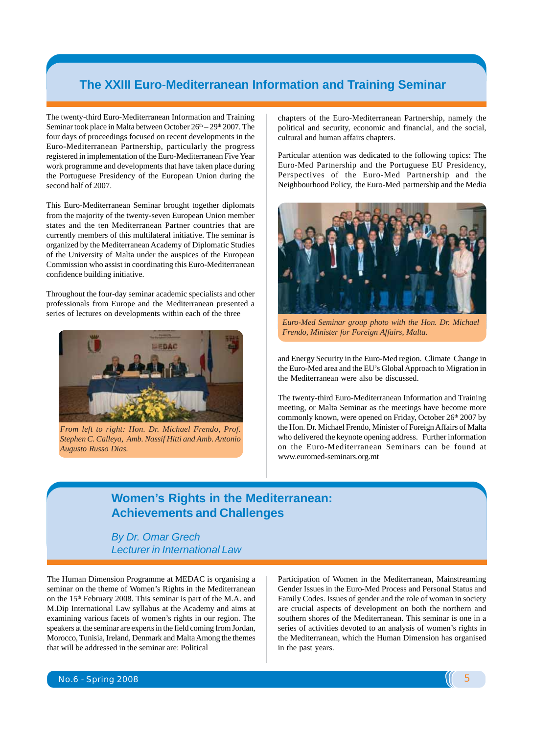## The XXIII Euro-Mediterranean Information and Training Seminar

The twenty-third Euro-Mediterranean Information and Training Seminar took place in Malta between October 26th – 29th 2007. The four days of proceedings focused on recent developments in the Euro-Mediterranean Partnership, particularly the progress registered in implementation of the Euro-Mediterranean Five Year work programme and developments that have taken place during the Portuguese Presidency of the European Union during the second half of 2007.

This Euro-Mediterranean Seminar brought together diplomats from the majority of the twenty-seven European Union member states and the ten Mediterranean Partner countries that are currently members of this multilateral initiative. The seminar is organized by the Mediterranean Academy of Diplomatic Studies of the University of Malta under the auspices of the European Commission who assist in coordinating this Euro-Mediterranean confidence building initiative.

Throughout the four-day seminar academic specialists and other professionals from Europe and the Mediterranean presented a series of lectures on developments within each of the three chapters of the Euro-Mediterranean Partnership, namely the political and security, economic and financial, and the social, cultural and human affairs chapters.

*From left to right: Hon. Dr. Michael Frendo, Prof. Stephen C. Calleya, Amb. Nassif Hitti and Amb. Antonio Augusto Russo Dias.*

Particular attention was dedicated to the following topics: The Euro-Med Partnership and the Portuguese EU Presidency, Perspectives of the Euro-Med Partnership and the Neighbourhood Policy, the Euro-Med partnership and the Media and Energy Security in the Euro-Med region. Climate Change in the Euro-Med area and the EU's Global Approach to Migration in the Mediterranean were also be discussed.

*Euro-Med Seminar group photo with the Hon. Dr. Michael Frendo, Minister for Foreign Affairs, Malta.*

The twenty-third Euro-Mediterranean Information and Training meeting, or Malta Seminar as the meetings have become more commonly known, were opened on Friday, October 26th 2007 by the Hon. Dr. Michael Frendo, Minister of Foreign Affairs of Malta who delivered the keynote opening address. Further information on the Euro-Mediterranean Seminars can be found at www.euromed-seminars.org.mt

## Women's Rights in the Mediterranean: Achievements and Challenges

*By Dr. Omar Grech*
*Lecturer in International Law*

The Human Dimension Programme at MEDAC is organising a seminar on the theme of Women's Rights in the Mediterranean on the 15th February 2008. This seminar is part of the M.A. and M.Dip International Law syllabus at the Academy and aims at examining various facets of women's rights in our region. The speakers at the seminar are experts in the field coming from Jordan, Morocco, Tunisia, Ireland, Denmark and Malta Among the themes that will be addressed in the seminar are: Political Participation of Women in the Mediterranean, Mainstreaming Gender Issues in the Euro-Med Process and Personal Status and Family Codes. Issues of gender and the role of woman in society are crucial aspects of development on both the northern and southern shores of the Mediterranean. This seminar is one in a series of activities devoted to an analysis of women's rights in the Mediterranean, which the Human Dimension has organised in the past years.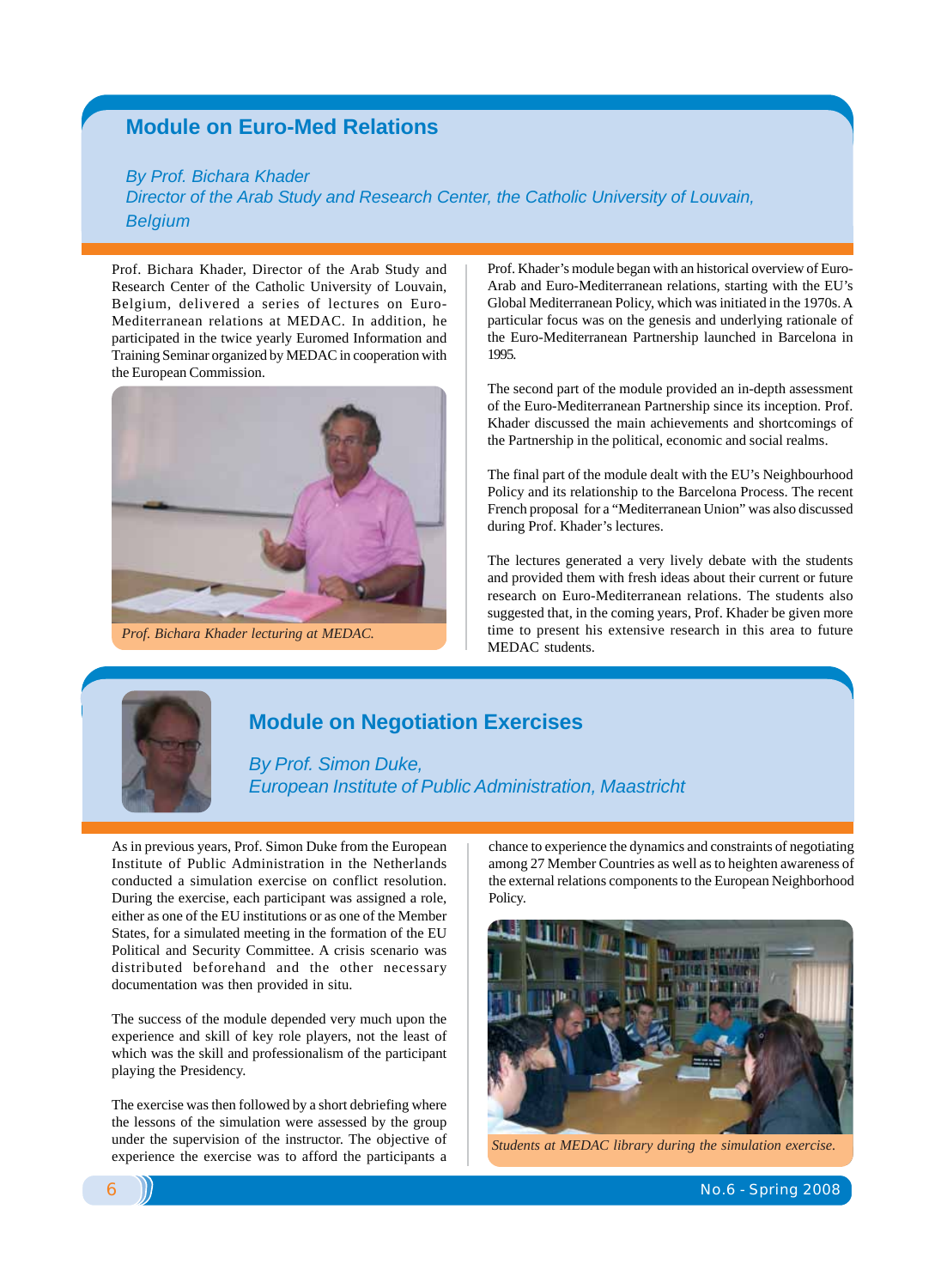## Module on Euro-Med Relations

*By Prof. Bichara Khader*
*Director of the Arab Study and Research Center, the Catholic University of Louvain, Belgium*

Prof. Bichara Khader, Director of the Arab Study and Research Center of the Catholic University of Louvain, Belgium, delivered a series of lectures on Euro-Mediterranean relations at MEDAC. In addition, he participated in the twice yearly Euromed Information and Training Seminar organized by MEDAC in cooperation with the European Commission.

*Prof. Bichara Khader lecturing at MEDAC.*

Prof. Khader's module began with an historical overview of Euro-Arab and Euro-Mediterranean relations, starting with the EU's Global Mediterranean Policy, which was initiated in the 1970s. A particular focus was on the genesis and underlying rationale of the Euro-Mediterranean Partnership launched in Barcelona in 1995.

The second part of the module provided an in-depth assessment of the Euro-Mediterranean Partnership since its inception. Prof. Khader discussed the main achievements and shortcomings of the Partnership in the political, economic and social realms.

The final part of the module dealt with the EU's Neighbourhood Policy and its relationship to the Barcelona Process. The recent French proposal for a "Mediterranean Union" was also discussed during Prof. Khader's lectures.

The lectures generated a very lively debate with the students and provided them with fresh ideas about their current or future research on Euro-Mediterranean relations. The students also suggested that, in the coming years, Prof. Khader be given more time to present his extensive research in this area to future MEDAC students.

## Module on Negotiation Exercises

*By Prof. Simon Duke,*
*European Institute of Public Administration, Maastricht*

As in previous years, Prof. Simon Duke from the European Institute of Public Administration in the Netherlands conducted a simulation exercise on conflict resolution. During the exercise, each participant was assigned a role, either as one of the EU institutions or as one of the Member States, for a simulated meeting in the formation of the EU Political and Security Committee. A crisis scenario was distributed beforehand and the other necessary documentation was then provided in situ.

The success of the module depended very much upon the experience and skill of key role players, not the least of which was the skill and professionalism of the participant playing the Presidency.

The exercise was then followed by a short debriefing where the lessons of the simulation were assessed by the group under the supervision of the instructor. The objective of experience the exercise was to afford the participants a chance to experience the dynamics and constraints of negotiating among 27 Member Countries as well as to heighten awareness of the external relations components to the European Neighborhood Policy.

*Students at MEDAC library during the simulation exercise.*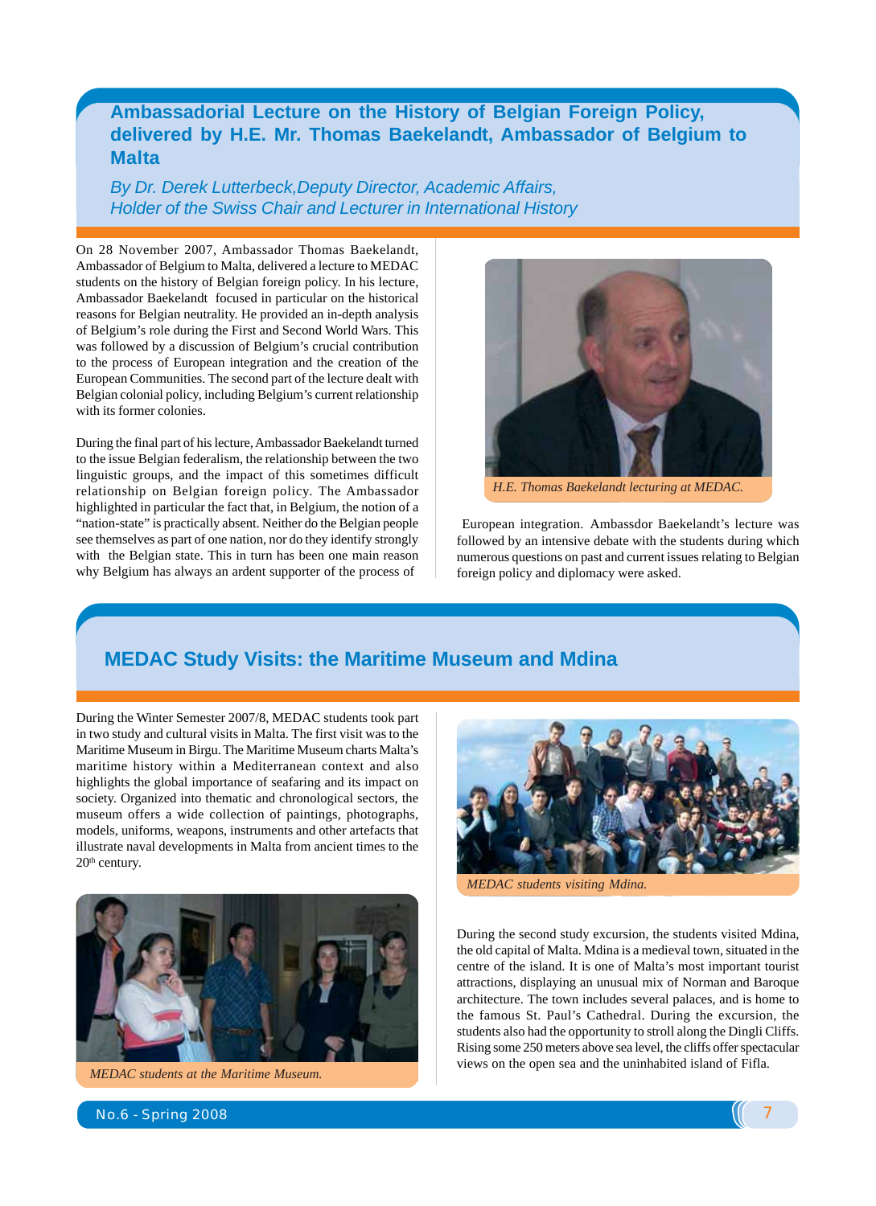## Ambassadorial Lecture on the History of Belgian Foreign Policy, delivered by H.E. Mr. Thomas Baekelandt, Ambassador of Belgium to Malta

*By Dr. Derek Lutterbeck,Deputy Director, Academic Affairs, Holder of the Swiss Chair and Lecturer in International History*

On 28 November 2007, Ambassador Thomas Baekelandt, Ambassador of Belgium to Malta, delivered a lecture to MEDAC students on the history of Belgian foreign policy. In his lecture, Ambassador Baekelandt focused in particular on the historical reasons for Belgian neutrality. He provided an in-depth analysis of Belgium's role during the First and Second World Wars. This was followed by a discussion of Belgium's crucial contribution to the process of European integration and the creation of the European Communities. The second part of the lecture dealt with Belgian colonial policy, including Belgium's current relationship with its former colonies.

During the final part of his lecture, Ambassador Baekelandt turned to the issue Belgian federalism, the relationship between the two linguistic groups, and the impact of this sometimes difficult relationship on Belgian foreign policy. The Ambassador highlighted in particular the fact that, in Belgium, the notion of a "nation-state" is practically absent. Neither do the Belgian people see themselves as part of one nation, nor do they identify strongly with the Belgian state. This in turn has been one main reason why Belgium has always an ardent supporter of the process of European integration. Ambassdor Baekelandt's lecture was followed by an intensive debate with the students during which numerous questions on past and current issues relating to Belgian foreign policy and diplomacy were asked.

*H.E. Thomas Baekelandt lecturing at MEDAC.*

## MEDAC Study Visits: the Maritime Museum and Mdina

During the Winter Semester 2007/8, MEDAC students took part in two study and cultural visits in Malta. The first visit was to the Maritime Museum in Birgu. The Maritime Museum charts Malta's maritime history within a Mediterranean context and also highlights the global importance of seafaring and its impact on society. Organized into thematic and chronological sectors, the museum offers a wide collection of paintings, photographs, models, uniforms, weapons, instruments and other artefacts that illustrate naval developments in Malta from ancient times to the 20th century.

*MEDAC students at the Maritime Museum.*

*MEDAC students visiting Mdina.*

During the second study excursion, the students visited Mdina, the old capital of Malta. Mdina is a medieval town, situated in the centre of the island. It is one of Malta's most important tourist attractions, displaying an unusual mix of Norman and Baroque architecture. The town includes several palaces, and is home to the famous St. Paul's Cathedral. During the excursion, the students also had the opportunity to stroll along the Dingli Cliffs. Rising some 250 meters above sea level, the cliffs offer spectacular views on the open sea and the uninhabited island of Fifla.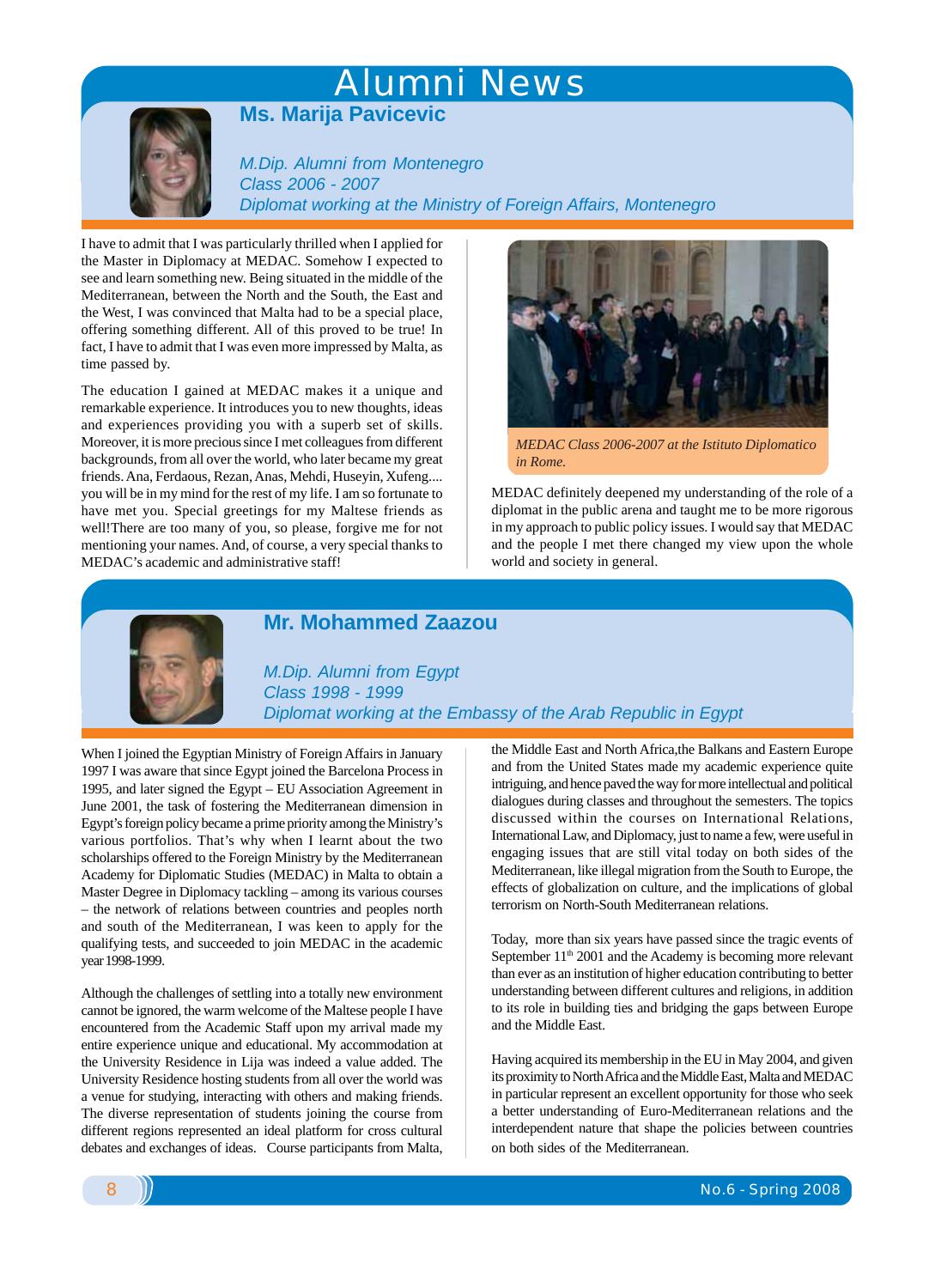# Alumni News

## Ms. Marija Pavicevic

*M.Dip. Alumni from Montenegro*
*Class 2006 - 2007*
*Diplomat working at the Ministry of Foreign Affairs, Montenegro*

I have to admit that I was particularly thrilled when I applied for the Master in Diplomacy at MEDAC. Somehow I expected to see and learn something new. Being situated in the middle of the Mediterranean, between the North and the South, the East and the West, I was convinced that Malta had to be a special place, offering something different. All of this proved to be true! In fact, I have to admit that I was even more impressed by Malta, as time passed by.

The education I gained at MEDAC makes it a unique and remarkable experience. It introduces you to new thoughts, ideas and experiences providing you with a superb set of skills. Moreover, it is more precious since I met colleagues from different backgrounds, from all over the world, who later became my great friends. Ana, Ferdaous, Rezan, Anas, Mehdi, Huseyin, Xufeng.... you will be in my mind for the rest of my life. I am so fortunate to have met you. Special greetings for my Maltese friends as well!There are too many of you, so please, forgive me for not mentioning your names. And, of course, a very special thanks to MEDAC's academic and administrative staff!

*MEDAC Class 2006-2007 at the Istituto Diplomatico in Rome.*

MEDAC definitely deepened my understanding of the role of a diplomat in the public arena and taught me to be more rigorous in my approach to public policy issues. I would say that MEDAC and the people I met there changed my view upon the whole world and society in general.

## Mr. Mohammed Zaazou

*M.Dip. Alumni from Egypt*
*Class 1998 - 1999*
*Diplomat working at the Embassy of the Arab Republic in Egypt*

When I joined the Egyptian Ministry of Foreign Affairs in January 1997 I was aware that since Egypt joined the Barcelona Process in 1995, and later signed the Egypt – EU Association Agreement in June 2001, the task of fostering the Mediterranean dimension in Egypt's foreign policy became a prime priority among the Ministry's various portfolios. That's why when I learnt about the two scholarships offered to the Foreign Ministry by the Mediterranean Academy for Diplomatic Studies (MEDAC) in Malta to obtain a Master Degree in Diplomacy tackling – among its various courses – the network of relations between countries and peoples north and south of the Mediterranean, I was keen to apply for the qualifying tests, and succeeded to join MEDAC in the academic year 1998-1999.

Although the challenges of settling into a totally new environment cannot be ignored, the warm welcome of the Maltese people I have encountered from the Academic Staff upon my arrival made my entire experience unique and educational. My accommodation at the University Residence in Lija was indeed a value added. The University Residence hosting students from all over the world was a venue for studying, interacting with others and making friends. The diverse representation of students joining the course from different regions represented an ideal platform for cross cultural debates and exchanges of ideas. Course participants from Malta, the Middle East and North Africa,the Balkans and Eastern Europe and from the United States made my academic experience quite intriguing, and hence paved the way for more intellectual and political dialogues during classes and throughout the semesters. The topics discussed within the courses on International Relations, International Law, and Diplomacy, just to name a few, were useful in engaging issues that are still vital today on both sides of the Mediterranean, like illegal migration from the South to Europe, the effects of globalization on culture, and the implications of global terrorism on North-South Mediterranean relations.

Today, more than six years have passed since the tragic events of September 11th 2001 and the Academy is becoming more relevant than ever as an institution of higher education contributing to better understanding between different cultures and religions, in addition to its role in building ties and bridging the gaps between Europe and the Middle East.

Having acquired its membership in the EU in May 2004, and given its proximity to North Africa and the Middle East, Malta and MEDAC in particular represent an excellent opportunity for those who seek a better understanding of Euro-Mediterranean relations and the interdependent nature that shape the policies between countries on both sides of the Mediterranean.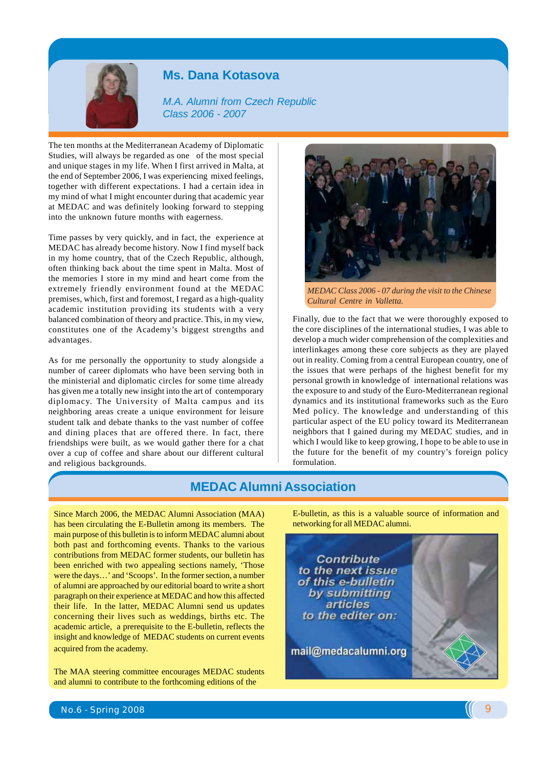## Ms. Dana Kotasova

*M.A. Alumni from Czech Republic*
*Class 2006 - 2007*

The ten months at the Mediterranean Academy of Diplomatic Studies, will always be regarded as one of the most special and unique stages in my life. When I first arrived in Malta, at the end of September 2006, I was experiencing mixed feelings, together with different expectations. I had a certain idea in my mind of what I might encounter during that academic year at MEDAC and was definitely looking forward to stepping into the unknown future months with eagerness.

Time passes by very quickly, and in fact, the experience at MEDAC has already become history. Now I find myself back in my home country, that of the Czech Republic, although, often thinking back about the time spent in Malta. Most of the memories I store in my mind and heart come from the extremely friendly environment found at the MEDAC premises, which, first and foremost, I regard as a high-quality academic institution providing its students with a very balanced combination of theory and practice. This, in my view, constitutes one of the Academy's biggest strengths and advantages.

As for me personally the opportunity to study alongside a number of career diplomats who have been serving both in the ministerial and diplomatic circles for some time already has given me a totally new insight into the art of contemporary diplomacy. The University of Malta campus and its neighboring areas create a unique environment for leisure student talk and debate thanks to the vast number of coffee and dining places that are offered there. In fact, there friendships were built, as we would gather there for a chat over a cup of coffee and share about our different cultural and religious backgrounds.

*MEDAC Class 2006 - 07 during the visit to the Chinese Cultural Centre in Valletta.*

Finally, due to the fact that we were thoroughly exposed to the core disciplines of the international studies, I was able to develop a much wider comprehension of the complexities and interlinkages among these core subjects as they are played out in reality. Coming from a central European country, one of the issues that were perhaps of the highest benefit for my personal growth in knowledge of international relations was the exposure to and study of the Euro-Mediterranean regional dynamics and its institutional frameworks such as the Euro Med policy. The knowledge and understanding of this particular aspect of the EU policy toward its Mediterranean neighbors that I gained during my MEDAC studies, and in which I would like to keep growing, I hope to be able to use in the future for the benefit of my country's foreign policy formulation.

## MEDAC Alumni Association

Since March 2006, the MEDAC Alumni Association (MAA) has been circulating the E-Bulletin among its members. The main purpose of this bulletin is to inform MEDAC alumni about both past and forthcoming events. Thanks to the various contributions from MEDAC former students, our bulletin has been enriched with two appealing sections namely, 'Those were the days…' and 'Scoops'. In the former section, a number of alumni are approached by our editorial board to write a short paragraph on their experience at MEDAC and how this affected their life. In the latter, MEDAC Alumni send us updates concerning their lives such as weddings, births etc. The academic article, a prerequisite to the E-bulletin, reflects the insight and knowledge of MEDAC students on current events acquired from the academy.

The MAA steering committee encourages MEDAC students and alumni to contribute to the forthcoming editions of the E-bulletin, as this is a valuable source of information and networking for all MEDAC alumni.

Contribute to the next issue of this e-bulletin by submitting articles to the editer on:

mail@medacalumni.org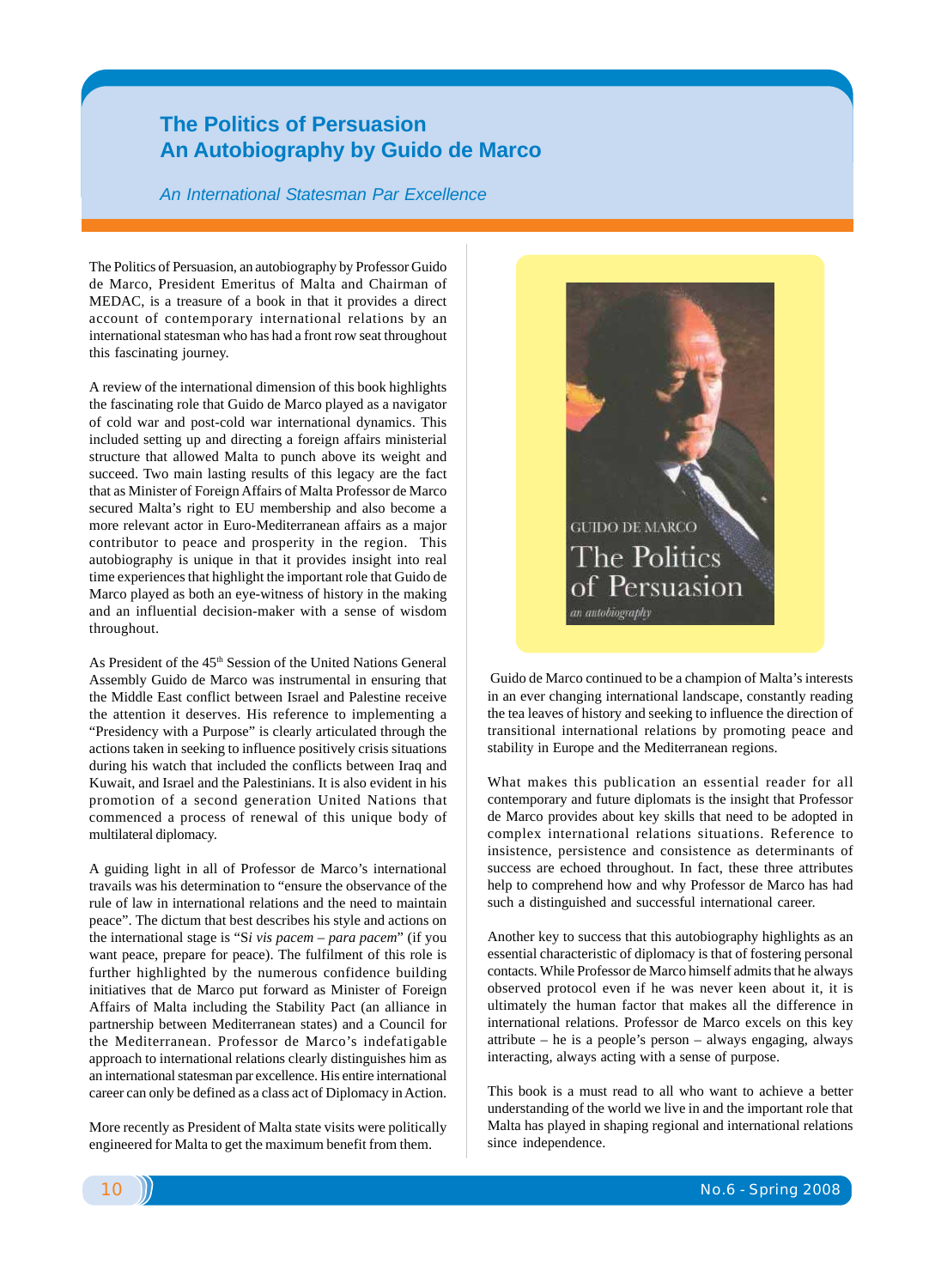# The Politics of Persuasion
# An Autobiography by Guido de Marco

*An International Statesman Par Excellence*

The Politics of Persuasion, an autobiography by Professor Guido de Marco, President Emeritus of Malta and Chairman of MEDAC, is a treasure of a book in that it provides a direct account of contemporary international relations by an international statesman who has had a front row seat throughout this fascinating journey.

A review of the international dimension of this book highlights the fascinating role that Guido de Marco played as a navigator of cold war and post-cold war international dynamics. This included setting up and directing a foreign affairs ministerial structure that allowed Malta to punch above its weight and succeed. Two main lasting results of this legacy are the fact that as Minister of Foreign Affairs of Malta Professor de Marco secured Malta's right to EU membership and also become a more relevant actor in Euro-Mediterranean affairs as a major contributor to peace and prosperity in the region. This autobiography is unique in that it provides insight into real time experiences that highlight the important role that Guido de Marco played as both an eye-witness of history in the making and an influential decision-maker with a sense of wisdom throughout.

As President of the 45th Session of the United Nations General Assembly Guido de Marco was instrumental in ensuring that the Middle East conflict between Israel and Palestine receive the attention it deserves. His reference to implementing a "Presidency with a Purpose" is clearly articulated through the actions taken in seeking to influence positively crisis situations during his watch that included the conflicts between Iraq and Kuwait, and Israel and the Palestinians. It is also evident in his promotion of a second generation United Nations that commenced a process of renewal of this unique body of multilateral diplomacy.

A guiding light in all of Professor de Marco's international travails was his determination to "ensure the observance of the rule of law in international relations and the need to maintain peace". The dictum that best describes his style and actions on the international stage is "*Si vis pacem – para pacem*" (if you want peace, prepare for peace). The fulfilment of this role is further highlighted by the numerous confidence building initiatives that de Marco put forward as Minister of Foreign Affairs of Malta including the Stability Pact (an alliance in partnership between Mediterranean states) and a Council for the Mediterranean. Professor de Marco's indefatigable approach to international relations clearly distinguishes him as an international statesman par excellence. His entire international career can only be defined as a class act of Diplomacy in Action.

More recently as President of Malta state visits were politically engineered for Malta to get the maximum benefit from them.

Guido de Marco continued to be a champion of Malta's interests in an ever changing international landscape, constantly reading the tea leaves of history and seeking to influence the direction of transitional international relations by promoting peace and stability in Europe and the Mediterranean regions.

What makes this publication an essential reader for all contemporary and future diplomats is the insight that Professor de Marco provides about key skills that need to be adopted in complex international relations situations. Reference to insistence, persistence and consistence as determinants of success are echoed throughout. In fact, these three attributes help to comprehend how and why Professor de Marco has had such a distinguished and successful international career.

Another key to success that this autobiography highlights as an essential characteristic of diplomacy is that of fostering personal contacts. While Professor de Marco himself admits that he always observed protocol even if he was never keen about it, it is ultimately the human factor that makes all the difference in international relations. Professor de Marco excels on this key attribute – he is a people's person – always engaging, always interacting, always acting with a sense of purpose.

This book is a must read to all who want to achieve a better understanding of the world we live in and the important role that Malta has played in shaping regional and international relations since independence.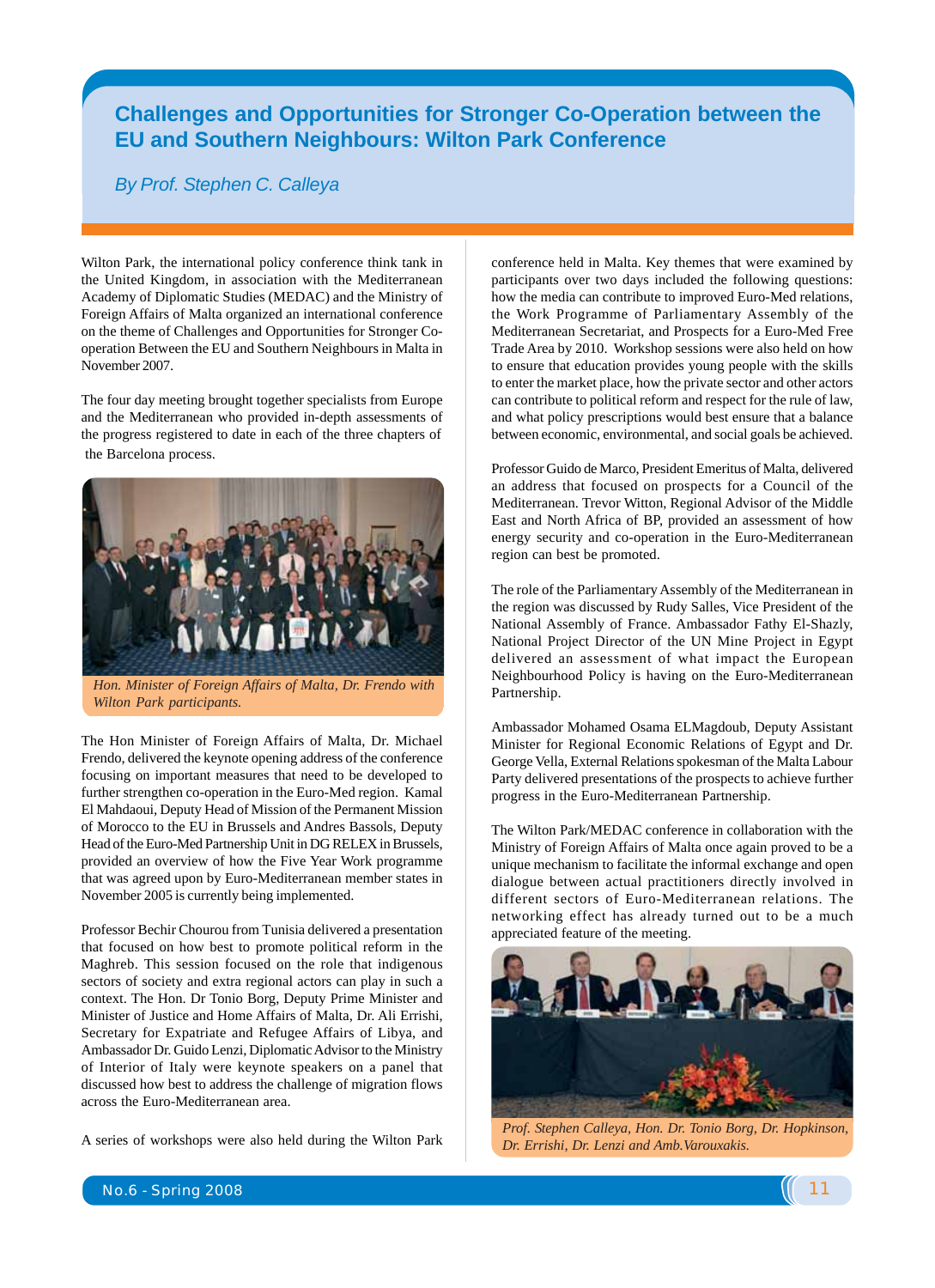# Challenges and Opportunities for Stronger Co-Operation between the EU and Southern Neighbours: Wilton Park Conference

*By Prof. Stephen C. Calleya*

Wilton Park, the international policy conference think tank in the United Kingdom, in association with the Mediterranean Academy of Diplomatic Studies (MEDAC) and the Ministry of Foreign Affairs of Malta organized an international conference on the theme of Challenges and Opportunities for Stronger Co-operation Between the EU and Southern Neighbours in Malta in November 2007.

The four day meeting brought together specialists from Europe and the Mediterranean who provided in-depth assessments of the progress registered to date in each of the three chapters of the Barcelona process.

*Hon. Minister of Foreign Affairs of Malta, Dr. Frendo with Wilton Park participants.*

The Hon Minister of Foreign Affairs of Malta, Dr. Michael Frendo, delivered the keynote opening address of the conference focusing on important measures that need to be developed to further strengthen co-operation in the Euro-Med region. Kamal El Mahdaoui, Deputy Head of Mission of the Permanent Mission of Morocco to the EU in Brussels and Andres Bassols, Deputy Head of the Euro-Med Partnership Unit in DG RELEX in Brussels, provided an overview of how the Five Year Work programme that was agreed upon by Euro-Mediterranean member states in November 2005 is currently being implemented.

Professor Bechir Chourou from Tunisia delivered a presentation that focused on how best to promote political reform in the Maghreb. This session focused on the role that indigenous sectors of society and extra regional actors can play in such a context. The Hon. Dr Tonio Borg, Deputy Prime Minister and Minister of Justice and Home Affairs of Malta, Dr. Ali Errishi, Secretary for Expatriate and Refugee Affairs of Libya, and Ambassador Dr. Guido Lenzi, Diplomatic Advisor to the Ministry of Interior of Italy were keynote speakers on a panel that discussed how best to address the challenge of migration flows across the Euro-Mediterranean area.

A series of workshops were also held during the Wilton Park conference held in Malta. Key themes that were examined by participants over two days included the following questions: how the media can contribute to improved Euro-Med relations, the Work Programme of Parliamentary Assembly of the Mediterranean Secretariat, and Prospects for a Euro-Med Free Trade Area by 2010. Workshop sessions were also held on how to ensure that education provides young people with the skills to enter the market place, how the private sector and other actors can contribute to political reform and respect for the rule of law, and what policy prescriptions would best ensure that a balance between economic, environmental, and social goals be achieved.

Professor Guido de Marco, President Emeritus of Malta, delivered an address that focused on prospects for a Council of the Mediterranean. Trevor Witton, Regional Advisor of the Middle East and North Africa of BP, provided an assessment of how energy security and co-operation in the Euro-Mediterranean region can best be promoted.

The role of the Parliamentary Assembly of the Mediterranean in the region was discussed by Rudy Salles, Vice President of the National Assembly of France. Ambassador Fathy El-Shazly, National Project Director of the UN Mine Project in Egypt delivered an assessment of what impact the European Neighbourhood Policy is having on the Euro-Mediterranean Partnership.

Ambassador Mohamed Osama ELMagdoub, Deputy Assistant Minister for Regional Economic Relations of Egypt and Dr. George Vella, External Relations spokesman of the Malta Labour Party delivered presentations of the prospects to achieve further progress in the Euro-Mediterranean Partnership.

The Wilton Park/MEDAC conference in collaboration with the Ministry of Foreign Affairs of Malta once again proved to be a unique mechanism to facilitate the informal exchange and open dialogue between actual practitioners directly involved in different sectors of Euro-Mediterranean relations. The networking effect has already turned out to be a much appreciated feature of the meeting.

*Prof. Stephen Calleya, Hon. Dr. Tonio Borg, Dr. Hopkinson, Dr. Errishi, Dr. Lenzi and Amb.Varouxakis.*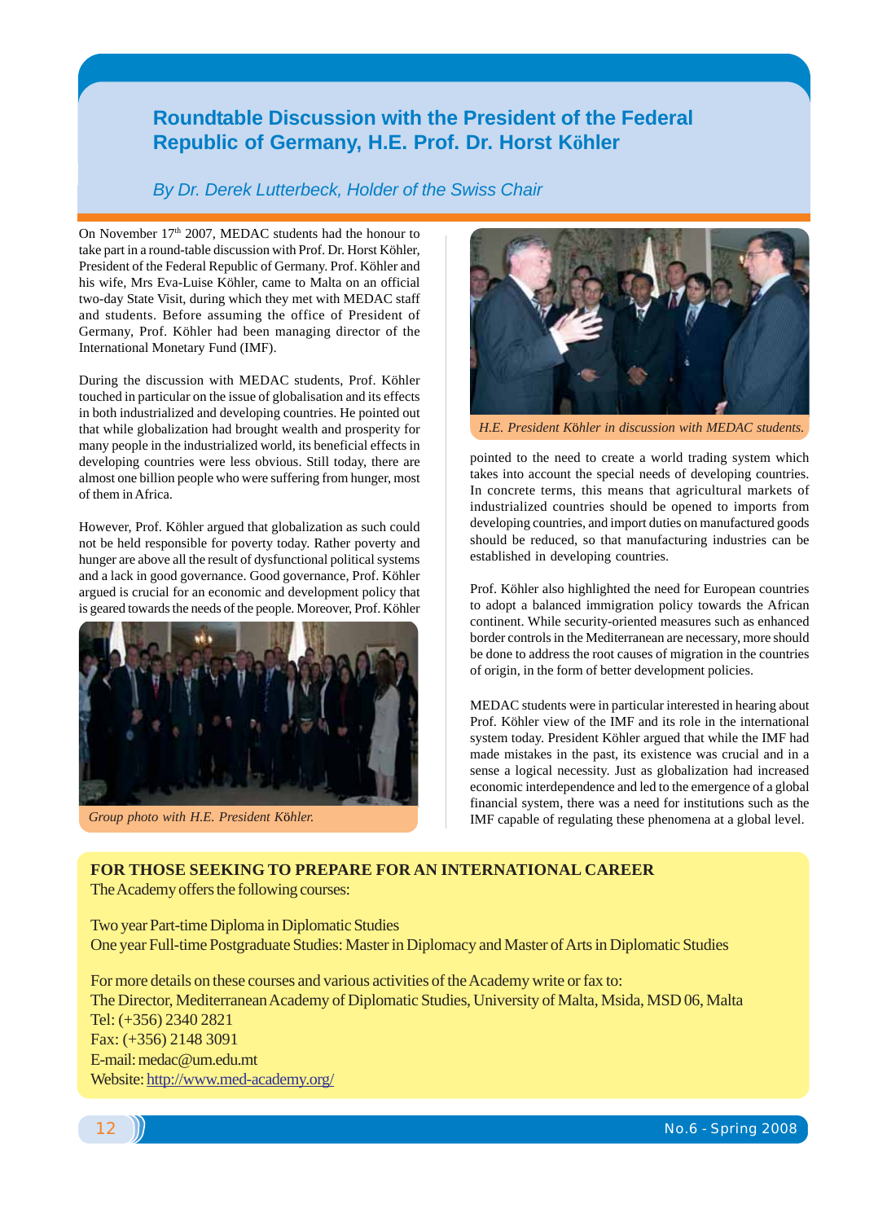# Roundtable Discussion with the President of the Federal Republic of Germany, H.E. Prof. Dr. Horst Köhler

*By Dr. Derek Lutterbeck, Holder of the Swiss Chair*

On November 17th 2007, MEDAC students had the honour to take part in a round-table discussion with Prof. Dr. Horst Köhler, President of the Federal Republic of Germany. Prof. Köhler and his wife, Mrs Eva-Luise Köhler, came to Malta on an official two-day State Visit, during which they met with MEDAC staff and students. Before assuming the office of President of Germany, Prof. Köhler had been managing director of the International Monetary Fund (IMF).

During the discussion with MEDAC students, Prof. Köhler touched in particular on the issue of globalisation and its effects in both industrialized and developing countries. He pointed out that while globalization had brought wealth and prosperity for many people in the industrialized world, its beneficial effects in developing countries were less obvious. Still today, there are almost one billion people who were suffering from hunger, most of them in Africa.

However, Prof. Köhler argued that globalization as such could not be held responsible for poverty today. Rather poverty and hunger are above all the result of dysfunctional political systems and a lack in good governance. Good governance, Prof. Köhler argued is crucial for an economic and development policy that is geared towards the needs of the people. Moreover, Prof. Köhler pointed to the need to create a world trading system which takes into account the special needs of developing countries. In concrete terms, this means that agricultural markets of industrialized countries should be opened to imports from developing countries, and import duties on manufactured goods should be reduced, so that manufacturing industries can be established in developing countries.

*Group photo with H.E. President Köhler.*

*H.E. President Köhler in discussion with MEDAC students.*

Prof. Köhler also highlighted the need for European countries to adopt a balanced immigration policy towards the African continent. While security-oriented measures such as enhanced border controls in the Mediterranean are necessary, more should be done to address the root causes of migration in the countries of origin, in the form of better development policies.

MEDAC students were in particular interested in hearing about Prof. Köhler view of the IMF and its role in the international system today. President Köhler argued that while the IMF had made mistakes in the past, its existence was crucial and in a sense a logical necessity. Just as globalization had increased economic interdependence and led to the emergence of a global financial system, there was a need for institutions such as the IMF capable of regulating these phenomena at a global level.

**FOR THOSE SEEKING TO PREPARE FOR AN INTERNATIONAL CAREER**

The Academy offers the following courses:

Two year Part-time Diploma in Diplomatic Studies
One year Full-time Postgraduate Studies: Master in Diplomacy and Master of Arts in Diplomatic Studies

For more details on these courses and various activities of the Academy write or fax to:
The Director, Mediterranean Academy of Diplomatic Studies, University of Malta, Msida, MSD 06, Malta
Tel: (+356) 2340 2821
Fax: (+356) 2148 3091
E-mail: medac@um.edu.mt
Website: http://www.med-academy.org/